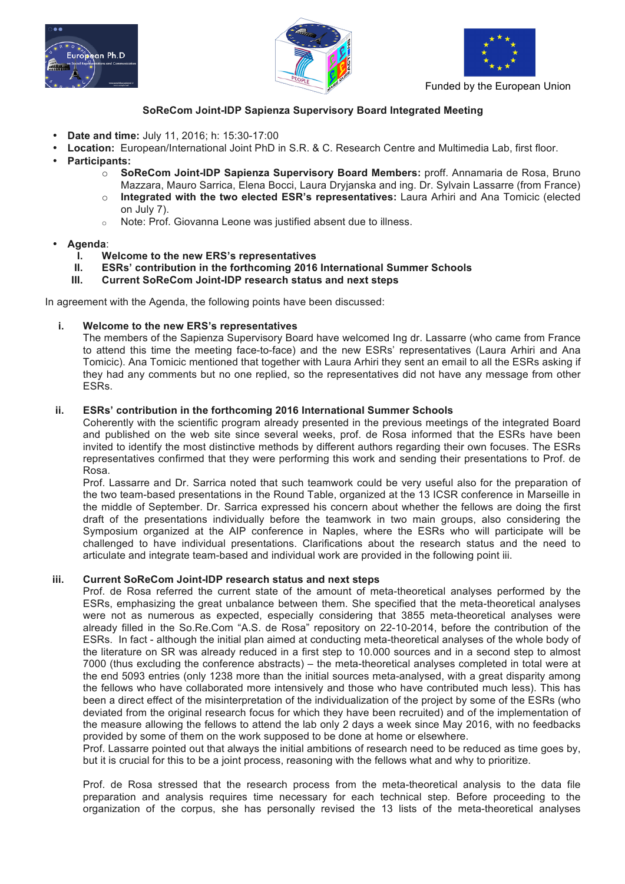Funded by the European Union

**SoReCom Joint-IDP Sapienza Supervisory Board Integrated Meeting**

- **Date and time:** July 11, 2016; h: 15:30-17:00
- **Location:** European/International Joint PhD in S.R. & C. Research Centre and Multimedia Lab, first floor.
- **Participants:**
    - **SoReCom Joint-IDP Sapienza Supervisory Board Members:** proff. Annamaria de Rosa, Bruno Mazzara, Mauro Sarrica, Elena Bocci, Laura Dryjanska and ing. Dr. Sylvain Lassarre (from France)
    - **Integrated with the two elected ESR's representatives:** Laura Arhiri and Ana Tomicic (elected on July 7).
    - Note: Prof. Giovanna Leone was justified absent due to illness.

- **Agenda**:
    I. **Welcome to the new ERS's representatives**
    II. **ESRs' contribution in the forthcoming 2016 International Summer Schools**
    III. **Current SoReCom Joint-IDP research status and next steps**

In agreement with the Agenda, the following points have been discussed:

i. **Welcome to the new ERS's representatives**

The members of the Sapienza Supervisory Board have welcomed Ing dr. Lassarre (who came from France to attend this time the meeting face-to-face) and the new ESRs' representatives (Laura Arhiri and Ana Tomicic). Ana Tomicic mentioned that together with Laura Arhiri they sent an email to all the ESRs asking if they had any comments but no one replied, so the representatives did not have any message from other ESRs.

ii. **ESRs' contribution in the forthcoming 2016 International Summer Schools**

Coherently with the scientific program already presented in the previous meetings of the integrated Board and published on the web site since several weeks, prof. de Rosa informed that the ESRs have been invited to identify the most distinctive methods by different authors regarding their own focuses. The ESRs representatives confirmed that they were performing this work and sending their presentations to Prof. de Rosa.

Prof. Lassarre and Dr. Sarrica noted that such teamwork could be very useful also for the preparation of the two team-based presentations in the Round Table, organized at the 13 ICSR conference in Marseille in the middle of September. Dr. Sarrica expressed his concern about whether the fellows are doing the first draft of the presentations individually before the teamwork in two main groups, also considering the Symposium organized at the AIP conference in Naples, where the ESRs who will participate will be challenged to have individual presentations. Clarifications about the research status and the need to articulate and integrate team-based and individual work are provided in the following point iii.

iii. **Current SoReCom Joint-IDP research status and next steps**

Prof. de Rosa referred the current state of the amount of meta-theoretical analyses performed by the ESRs, emphasizing the great unbalance between them. She specified that the meta-theoretical analyses were not as numerous as expected, especially considering that 3855 meta-theoretical analyses were already filled in the So.Re.Com "A.S. de Rosa" repository on 22-10-2014, before the contribution of the ESRs. In fact - although the initial plan aimed at conducting meta-theoretical analyses of the whole body of the literature on SR was already reduced in a first step to 10.000 sources and in a second step to almost 7000 (thus excluding the conference abstracts) – the meta-theoretical analyses completed in total were at the end 5093 entries (only 1238 more than the initial sources meta-analysed, with a great disparity among the fellows who have collaborated more intensively and those who have contributed much less). This has been a direct effect of the misinterpretation of the individualization of the project by some of the ESRs (who deviated from the original research focus for which they have been recruited) and of the implementation of the measure allowing the fellows to attend the lab only 2 days a week since May 2016, with no feedbacks provided by some of them on the work supposed to be done at home or elsewhere.

Prof. Lassarre pointed out that always the initial ambitions of research need to be reduced as time goes by, but it is crucial for this to be a joint process, reasoning with the fellows what and why to prioritize.

Prof. de Rosa stressed that the research process from the meta-theoretical analysis to the data file preparation and analysis requires time necessary for each technical step. Before proceeding to the organization of the corpus, she has personally revised the 13 lists of the meta-theoretical analyses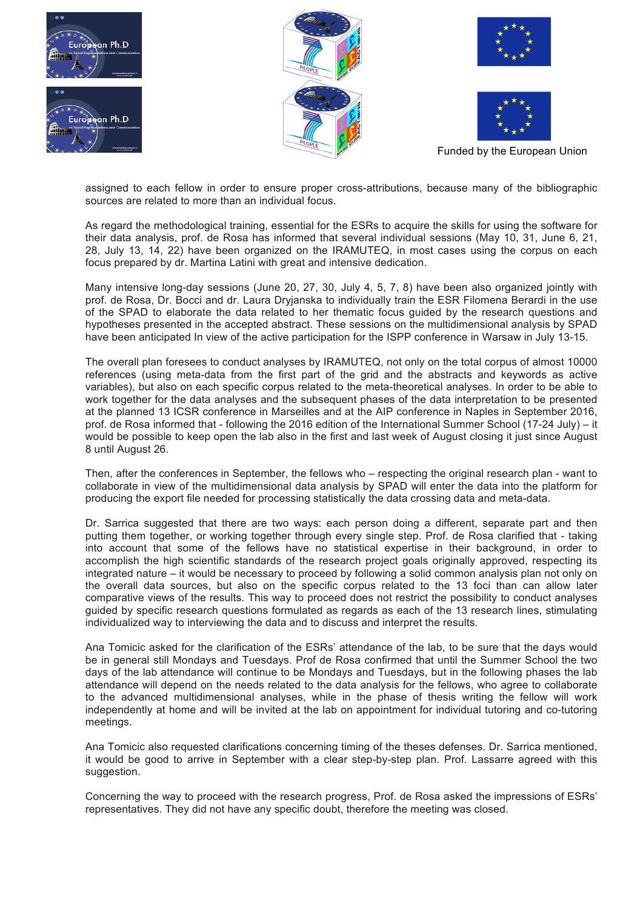assigned to each fellow in order to ensure proper cross-attributions, because many of the bibliographic sources are related to more than an individual focus.

As regard the methodological training, essential for the ESRs to acquire the skills for using the software for their data analysis, prof. de Rosa has informed that several individual sessions (May 10, 31, June 6, 21, 28, July 13, 14, 22) have been organized on the IRAMUTEQ, in most cases using the corpus on each focus prepared by dr. Martina Latini with great and intensive dedication.

Many intensive long-day sessions (June 20, 27, 30, July 4, 5, 7, 8) have been also organized jointly with prof. de Rosa, Dr. Bocci and dr. Laura Dryjanska to individually train the ESR Filomena Berardi in the use of the SPAD to elaborate the data related to her thematic focus guided by the research questions and hypotheses presented in the accepted abstract. These sessions on the multidimensional analysis by SPAD have been anticipated In view of the active participation for the ISPP conference in Warsaw in July 13-15.

The overall plan foresees to conduct analyses by IRAMUTEQ, not only on the total corpus of almost 10000 references (using meta-data from the first part of the grid and the abstracts and keywords as active variables), but also on each specific corpus related to the meta-theoretical analyses. In order to be able to work together for the data analyses and the subsequent phases of the data interpretation to be presented at the planned 13 ICSR conference in Marseilles and at the AIP conference in Naples in September 2016, prof. de Rosa informed that - following the 2016 edition of the International Summer School (17-24 July) – it would be possible to keep open the lab also in the first and last week of August closing it just since August 8 until August 26.

Then, after the conferences in September, the fellows who – respecting the original research plan - want to collaborate in view of the multidimensional data analysis by SPAD will enter the data into the platform for producing the export file needed for processing statistically the data crossing data and meta-data.

Dr. Sarrica suggested that there are two ways: each person doing a different, separate part and then putting them together, or working together through every single step. Prof. de Rosa clarified that - taking into account that some of the fellows have no statistical expertise in their background, in order to accomplish the high scientific standards of the research project goals originally approved, respecting its integrated nature – it would be necessary to proceed by following a solid common analysis plan not only on the overall data sources, but also on the specific corpus related to the 13 foci than can allow later comparative views of the results. This way to proceed does not restrict the possibility to conduct analyses guided by specific research questions formulated as regards as each of the 13 research lines, stimulating individualized way to interviewing the data and to discuss and interpret the results.

Ana Tomicic asked for the clarification of the ESRs' attendance of the lab, to be sure that the days would be in general still Mondays and Tuesdays. Prof de Rosa confirmed that until the Summer School the two days of the lab attendance will continue to be Mondays and Tuesdays, but in the following phases the lab attendance will depend on the needs related to the data analysis for the fellows, who agree to collaborate to the advanced multidimensional analyses, while in the phase of thesis writing the fellow will work independently at home and will be invited at the lab on appointment for individual tutoring and co-tutoring meetings.

Ana Tomicic also requested clarifications concerning timing of the theses defenses. Dr. Sarrica mentioned, it would be good to arrive in September with a clear step-by-step plan. Prof. Lassarre agreed with this suggestion.

Concerning the way to proceed with the research progress, Prof. de Rosa asked the impressions of ESRs' representatives. They did not have any specific doubt, therefore the meeting was closed.